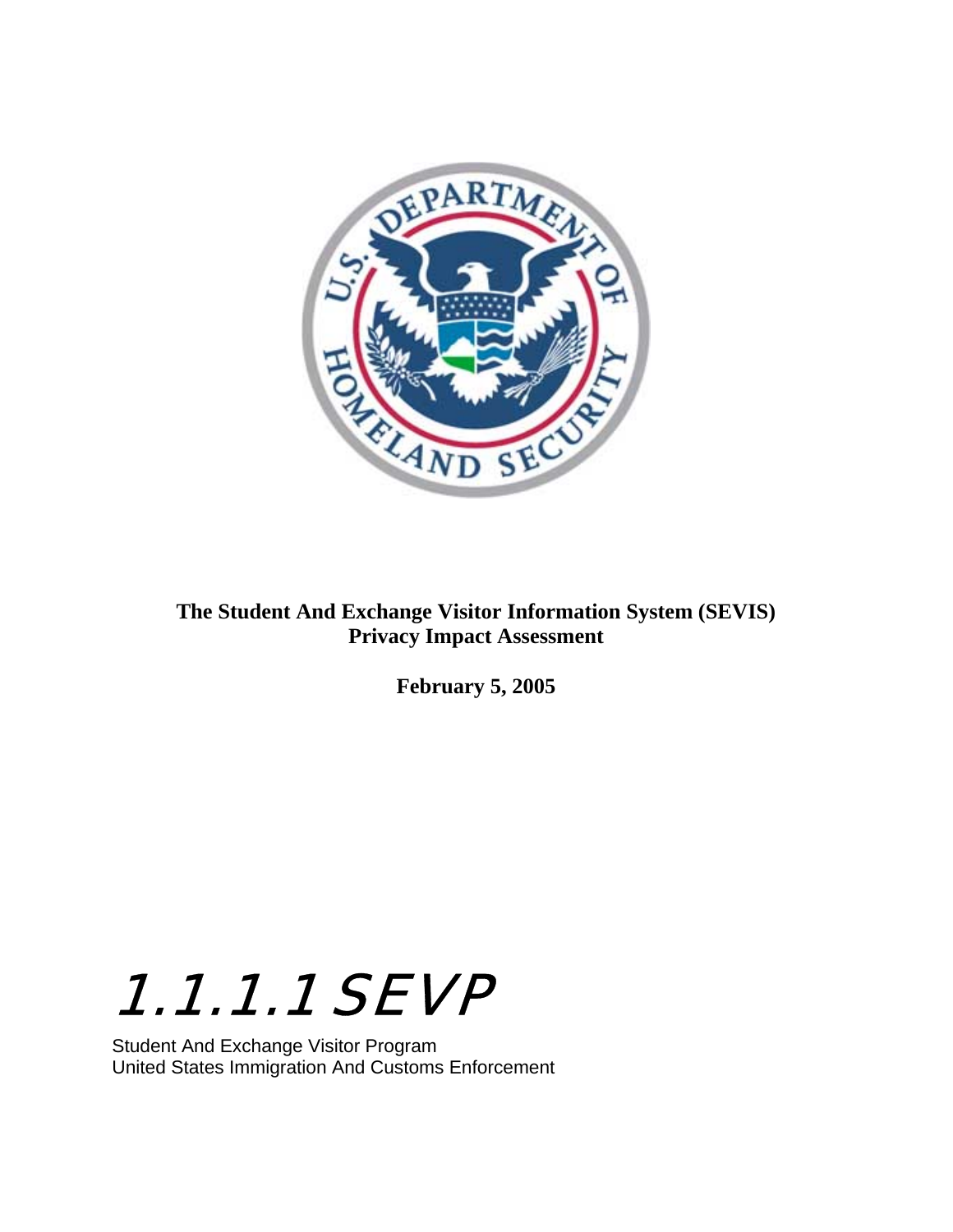**The Student And Exchange Visitor Information System (SEVIS)**
**Privacy Impact Assessment**

**February 5, 2005**

# 1.1.1.1 SEVP

Student And Exchange Visitor Program
United States Immigration And Customs Enforcement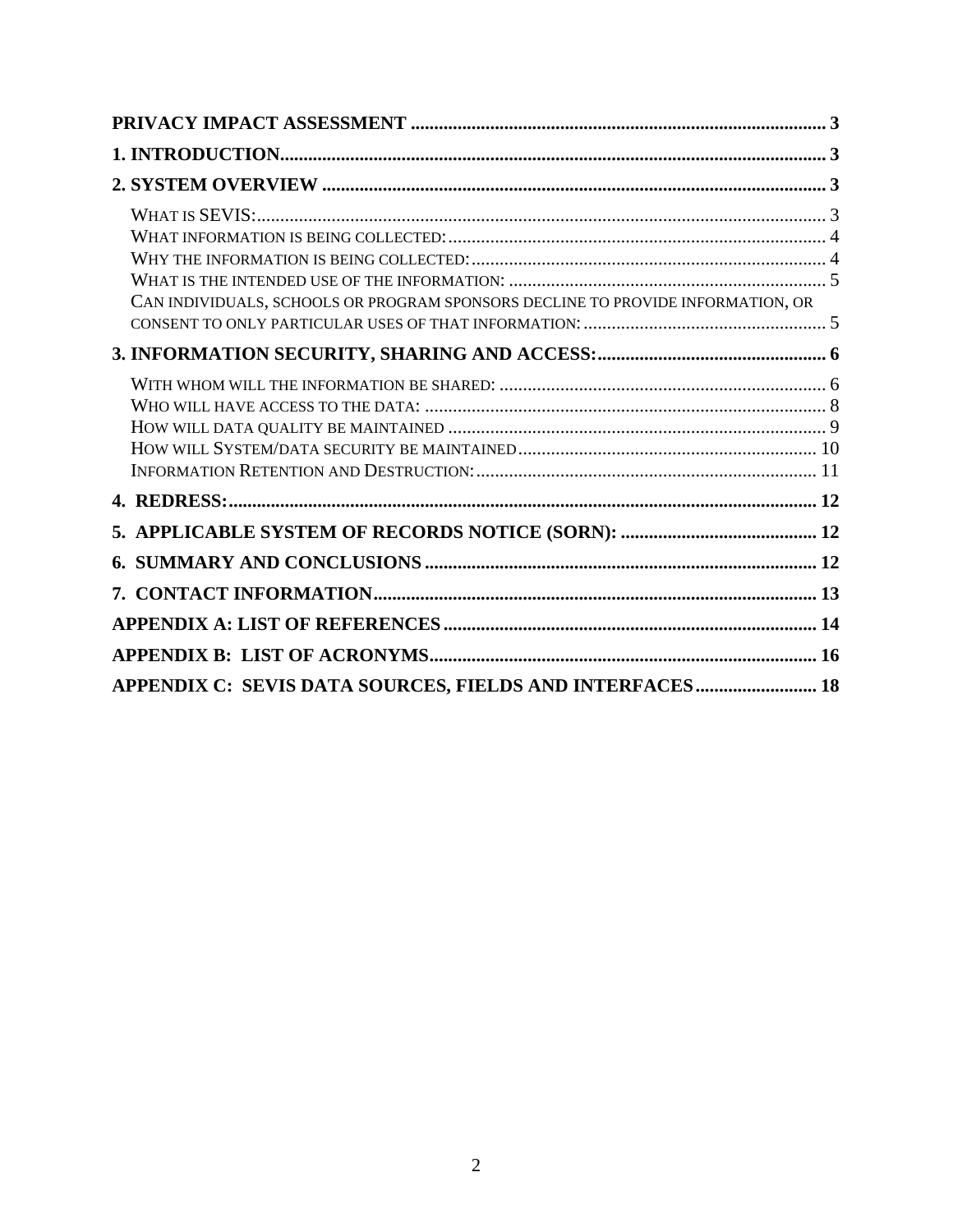**PRIVACY IMPACT ASSESSMENT** ........................................................................................ 3

**1. INTRODUCTION**..................................................................................................................... 3

**2. SYSTEM OVERVIEW** ........................................................................................................... 3

WHAT IS SEVIS:......................................................................................................................... 3
WHAT INFORMATION IS BEING COLLECTED:................................................................................. 4
WHY THE INFORMATION IS BEING COLLECTED:............................................................................ 4
WHAT IS THE INTENDED USE OF THE INFORMATION: .................................................................... 5
CAN INDIVIDUALS, SCHOOLS OR PROGRAM SPONSORS DECLINE TO PROVIDE INFORMATION, OR CONSENT TO ONLY PARTICULAR USES OF THAT INFORMATION: .................................................... 5

**3. INFORMATION SECURITY, SHARING AND ACCESS:**................................................. 6

WITH WHOM WILL THE INFORMATION BE SHARED: ...................................................................... 6
WHO WILL HAVE ACCESS TO THE DATA: ...................................................................................... 8
HOW WILL DATA QUALITY BE MAINTAINED ................................................................................. 9
HOW WILL SYSTEM/DATA SECURITY BE MAINTAINED................................................................ 10
INFORMATION RETENTION AND DESTRUCTION:......................................................................... 11

**4. REDRESS:**.............................................................................................................................. 12

**5. APPLICABLE SYSTEM OF RECORDS NOTICE (SORN):** .......................................... 12

**6. SUMMARY AND CONCLUSIONS** ................................................................................... 12

**7. CONTACT INFORMATION**.............................................................................................. 13

**APPENDIX A: LIST OF REFERENCES** ............................................................................... 14

**APPENDIX B: LIST OF ACRONYMS**.................................................................................. 16

**APPENDIX C: SEVIS DATA SOURCES, FIELDS AND INTERFACES**.......................... 18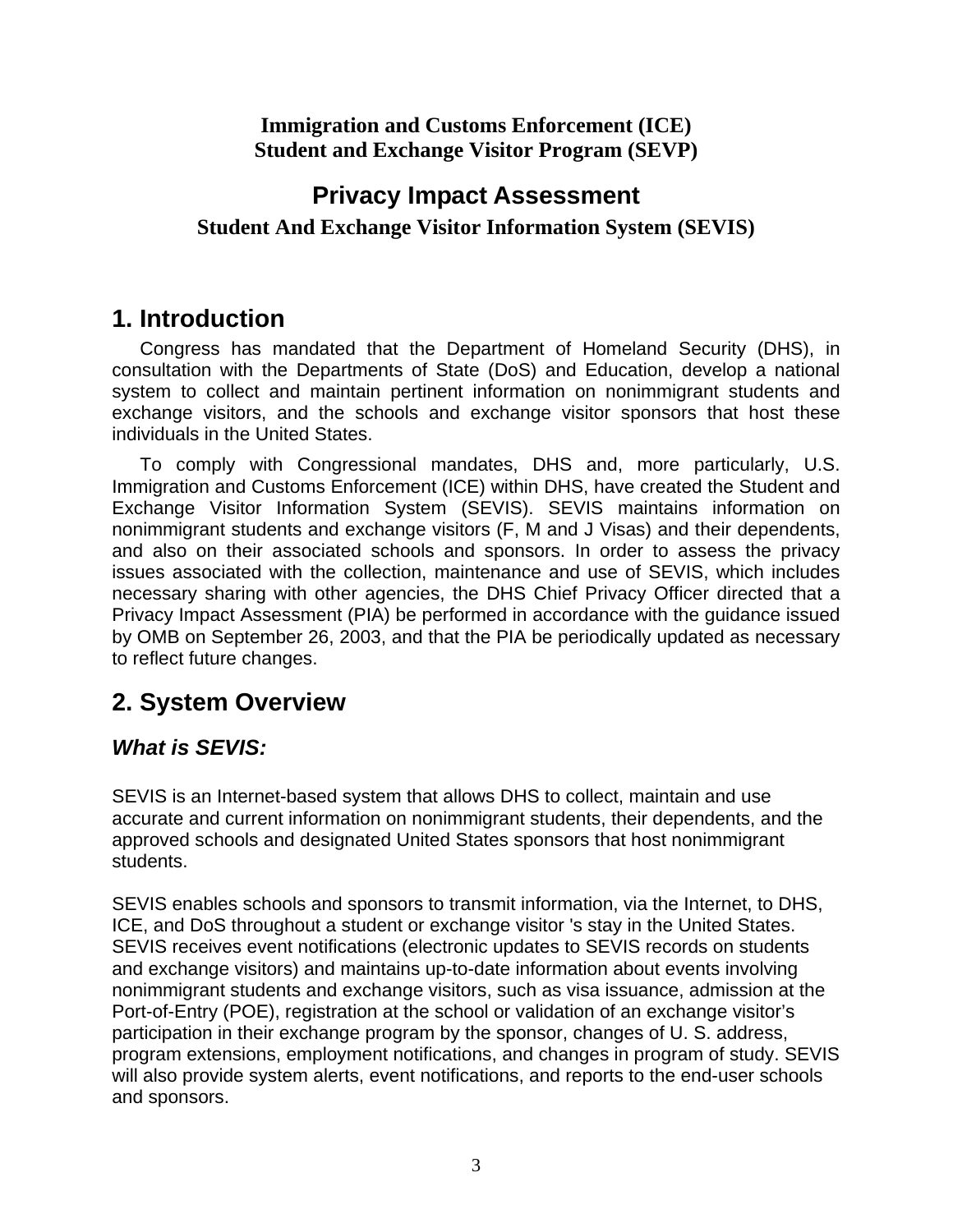**Immigration and Customs Enforcement (ICE)**
**Student and Exchange Visitor Program (SEVP)**

# Privacy Impact Assessment

**Student And Exchange Visitor Information System (SEVIS)**

## 1. Introduction

Congress has mandated that the Department of Homeland Security (DHS), in consultation with the Departments of State (DoS) and Education, develop a national system to collect and maintain pertinent information on nonimmigrant students and exchange visitors, and the schools and exchange visitor sponsors that host these individuals in the United States.

To comply with Congressional mandates, DHS and, more particularly, U.S. Immigration and Customs Enforcement (ICE) within DHS, have created the Student and Exchange Visitor Information System (SEVIS). SEVIS maintains information on nonimmigrant students and exchange visitors (F, M and J Visas) and their dependents, and also on their associated schools and sponsors. In order to assess the privacy issues associated with the collection, maintenance and use of SEVIS, which includes necessary sharing with other agencies, the DHS Chief Privacy Officer directed that a Privacy Impact Assessment (PIA) be performed in accordance with the guidance issued by OMB on September 26, 2003, and that the PIA be periodically updated as necessary to reflect future changes.

## 2. System Overview

### *What is SEVIS:*

SEVIS is an Internet-based system that allows DHS to collect, maintain and use accurate and current information on nonimmigrant students, their dependents, and the approved schools and designated United States sponsors that host nonimmigrant students.

SEVIS enables schools and sponsors to transmit information, via the Internet, to DHS, ICE, and DoS throughout a student or exchange visitor 's stay in the United States. SEVIS receives event notifications (electronic updates to SEVIS records on students and exchange visitors) and maintains up-to-date information about events involving nonimmigrant students and exchange visitors, such as visa issuance, admission at the Port-of-Entry (POE), registration at the school or validation of an exchange visitor's participation in their exchange program by the sponsor, changes of U. S. address, program extensions, employment notifications, and changes in program of study. SEVIS will also provide system alerts, event notifications, and reports to the end-user schools and sponsors.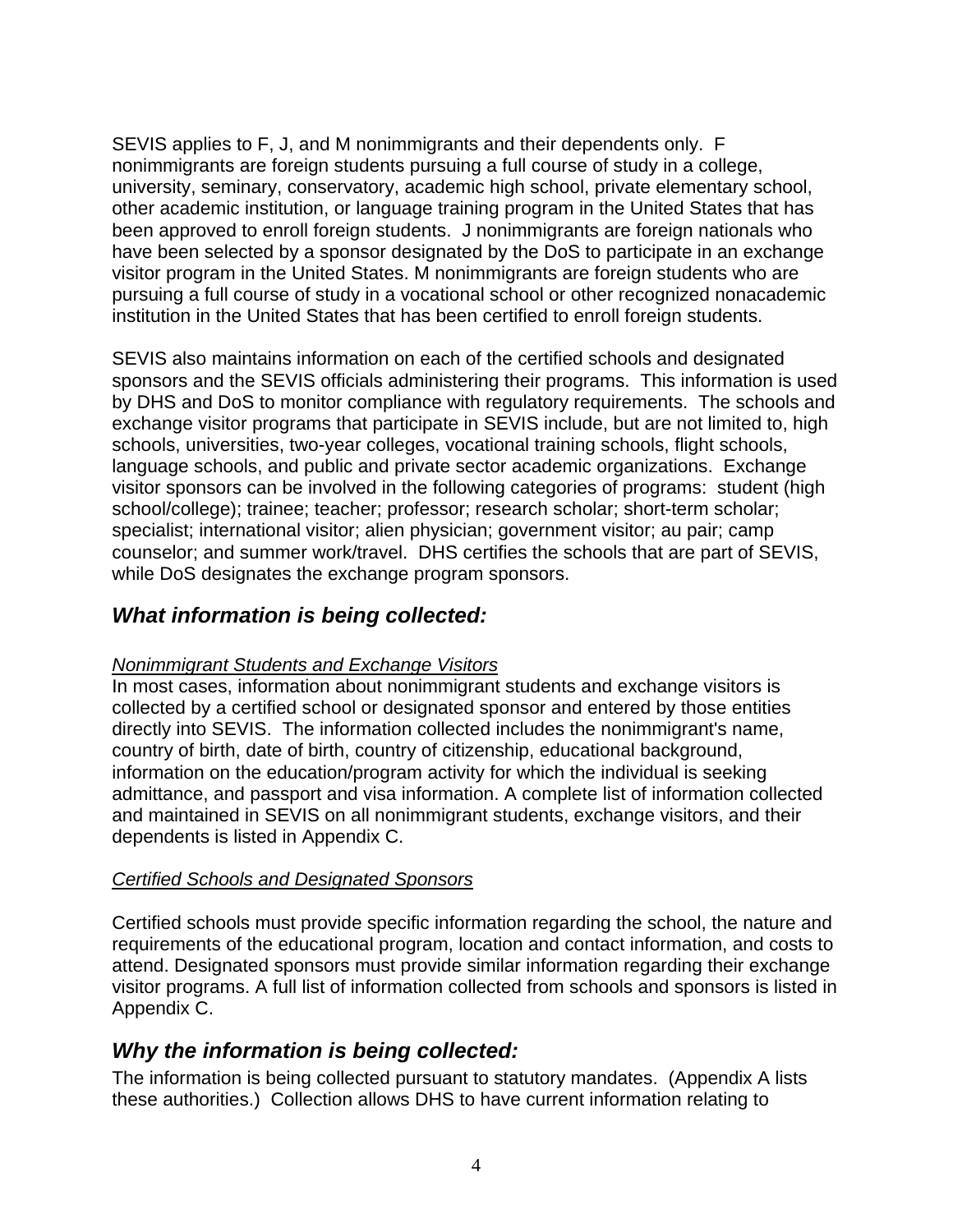SEVIS applies to F, J, and M nonimmigrants and their dependents only. F nonimmigrants are foreign students pursuing a full course of study in a college, university, seminary, conservatory, academic high school, private elementary school, other academic institution, or language training program in the United States that has been approved to enroll foreign students. J nonimmigrants are foreign nationals who have been selected by a sponsor designated by the DoS to participate in an exchange visitor program in the United States. M nonimmigrants are foreign students who are pursuing a full course of study in a vocational school or other recognized nonacademic institution in the United States that has been certified to enroll foreign students.

SEVIS also maintains information on each of the certified schools and designated sponsors and the SEVIS officials administering their programs. This information is used by DHS and DoS to monitor compliance with regulatory requirements. The schools and exchange visitor programs that participate in SEVIS include, but are not limited to, high schools, universities, two-year colleges, vocational training schools, flight schools, language schools, and public and private sector academic organizations. Exchange visitor sponsors can be involved in the following categories of programs: student (high school/college); trainee; teacher; professor; research scholar; short-term scholar; specialist; international visitor; alien physician; government visitor; au pair; camp counselor; and summer work/travel. DHS certifies the schools that are part of SEVIS, while DoS designates the exchange program sponsors.

## *What information is being collected:*

*Nonimmigrant Students and Exchange Visitors*

In most cases, information about nonimmigrant students and exchange visitors is collected by a certified school or designated sponsor and entered by those entities directly into SEVIS. The information collected includes the nonimmigrant's name, country of birth, date of birth, country of citizenship, educational background, information on the education/program activity for which the individual is seeking admittance, and passport and visa information. A complete list of information collected and maintained in SEVIS on all nonimmigrant students, exchange visitors, and their dependents is listed in Appendix C.

*Certified Schools and Designated Sponsors*

Certified schools must provide specific information regarding the school, the nature and requirements of the educational program, location and contact information, and costs to attend. Designated sponsors must provide similar information regarding their exchange visitor programs. A full list of information collected from schools and sponsors is listed in Appendix C.

## *Why the information is being collected:*

The information is being collected pursuant to statutory mandates. (Appendix A lists these authorities.) Collection allows DHS to have current information relating to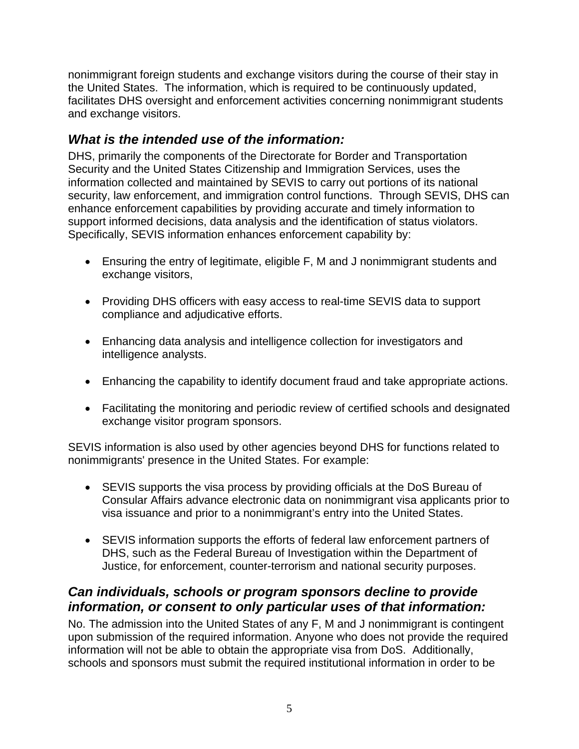nonimmigrant foreign students and exchange visitors during the course of their stay in the United States. The information, which is required to be continuously updated, facilitates DHS oversight and enforcement activities concerning nonimmigrant students and exchange visitors.

## *What is the intended use of the information:*

DHS, primarily the components of the Directorate for Border and Transportation Security and the United States Citizenship and Immigration Services, uses the information collected and maintained by SEVIS to carry out portions of its national security, law enforcement, and immigration control functions. Through SEVIS, DHS can enhance enforcement capabilities by providing accurate and timely information to support informed decisions, data analysis and the identification of status violators. Specifically, SEVIS information enhances enforcement capability by:

- Ensuring the entry of legitimate, eligible F, M and J nonimmigrant students and exchange visitors,
- Providing DHS officers with easy access to real-time SEVIS data to support compliance and adjudicative efforts.
- Enhancing data analysis and intelligence collection for investigators and intelligence analysts.
- Enhancing the capability to identify document fraud and take appropriate actions.
- Facilitating the monitoring and periodic review of certified schools and designated exchange visitor program sponsors.

SEVIS information is also used by other agencies beyond DHS for functions related to nonimmigrants' presence in the United States. For example:

- SEVIS supports the visa process by providing officials at the DoS Bureau of Consular Affairs advance electronic data on nonimmigrant visa applicants prior to visa issuance and prior to a nonimmigrant's entry into the United States.
- SEVIS information supports the efforts of federal law enforcement partners of DHS, such as the Federal Bureau of Investigation within the Department of Justice, for enforcement, counter-terrorism and national security purposes.

## *Can individuals, schools or program sponsors decline to provide information, or consent to only particular uses of that information:*

No. The admission into the United States of any F, M and J nonimmigrant is contingent upon submission of the required information. Anyone who does not provide the required information will not be able to obtain the appropriate visa from DoS. Additionally, schools and sponsors must submit the required institutional information in order to be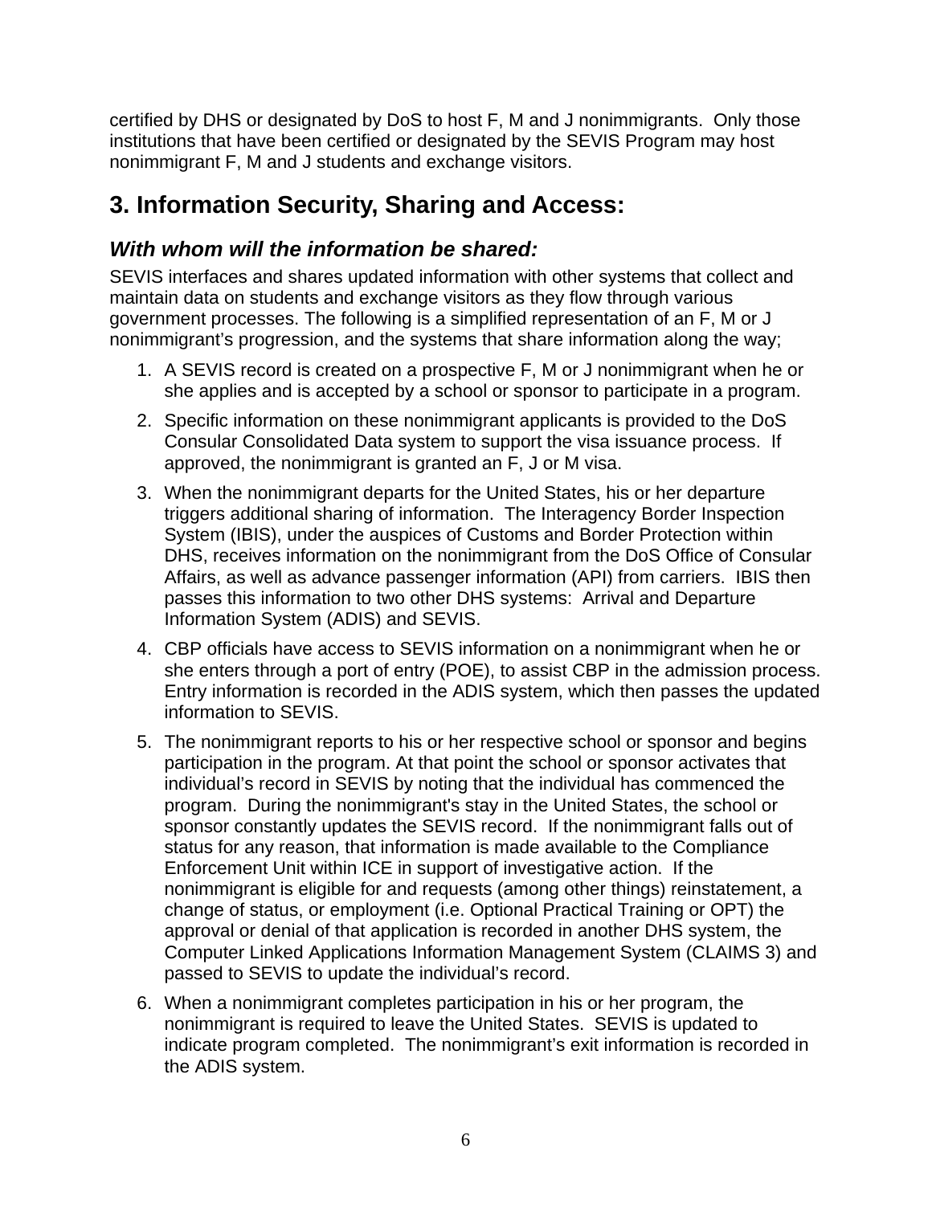certified by DHS or designated by DoS to host F, M and J nonimmigrants. Only those institutions that have been certified or designated by the SEVIS Program may host nonimmigrant F, M and J students and exchange visitors.

# 3. Information Security, Sharing and Access:

## *With whom will the information be shared:*

SEVIS interfaces and shares updated information with other systems that collect and maintain data on students and exchange visitors as they flow through various government processes. The following is a simplified representation of an F, M or J nonimmigrant's progression, and the systems that share information along the way;

1. A SEVIS record is created on a prospective F, M or J nonimmigrant when he or she applies and is accepted by a school or sponsor to participate in a program.
2. Specific information on these nonimmigrant applicants is provided to the DoS Consular Consolidated Data system to support the visa issuance process. If approved, the nonimmigrant is granted an F, J or M visa.
3. When the nonimmigrant departs for the United States, his or her departure triggers additional sharing of information. The Interagency Border Inspection System (IBIS), under the auspices of Customs and Border Protection within DHS, receives information on the nonimmigrant from the DoS Office of Consular Affairs, as well as advance passenger information (API) from carriers. IBIS then passes this information to two other DHS systems: Arrival and Departure Information System (ADIS) and SEVIS.
4. CBP officials have access to SEVIS information on a nonimmigrant when he or she enters through a port of entry (POE), to assist CBP in the admission process. Entry information is recorded in the ADIS system, which then passes the updated information to SEVIS.
5. The nonimmigrant reports to his or her respective school or sponsor and begins participation in the program. At that point the school or sponsor activates that individual's record in SEVIS by noting that the individual has commenced the program. During the nonimmigrant's stay in the United States, the school or sponsor constantly updates the SEVIS record. If the nonimmigrant falls out of status for any reason, that information is made available to the Compliance Enforcement Unit within ICE in support of investigative action. If the nonimmigrant is eligible for and requests (among other things) reinstatement, a change of status, or employment (i.e. Optional Practical Training or OPT) the approval or denial of that application is recorded in another DHS system, the Computer Linked Applications Information Management System (CLAIMS 3) and passed to SEVIS to update the individual's record.
6. When a nonimmigrant completes participation in his or her program, the nonimmigrant is required to leave the United States. SEVIS is updated to indicate program completed. The nonimmigrant's exit information is recorded in the ADIS system.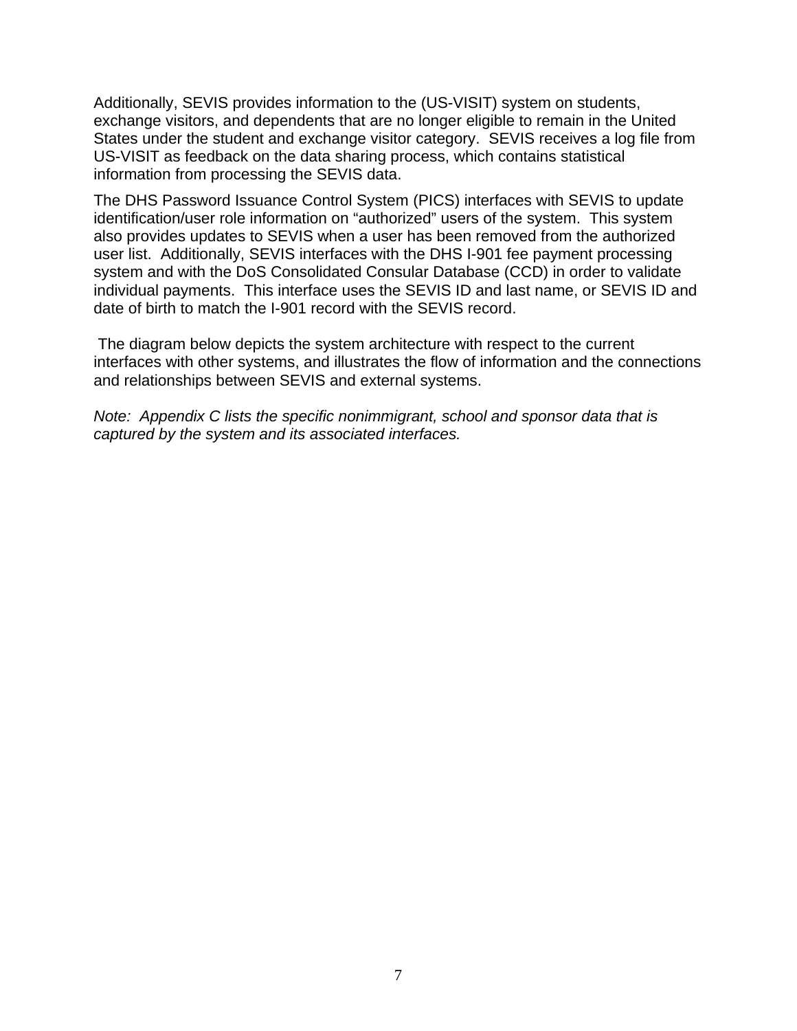Additionally, SEVIS provides information to the (US-VISIT) system on students, exchange visitors, and dependents that are no longer eligible to remain in the United States under the student and exchange visitor category.  SEVIS receives a log file from US-VISIT as feedback on the data sharing process, which contains statistical information from processing the SEVIS data.

The DHS Password Issuance Control System (PICS) interfaces with SEVIS to update identification/user role information on "authorized" users of the system.  This system also provides updates to SEVIS when a user has been removed from the authorized user list.  Additionally, SEVIS interfaces with the DHS I-901 fee payment processing system and with the DoS Consolidated Consular Database (CCD) in order to validate individual payments.  This interface uses the SEVIS ID and last name, or SEVIS ID and date of birth to match the I-901 record with the SEVIS record.

The diagram below depicts the system architecture with respect to the current interfaces with other systems, and illustrates the flow of information and the connections and relationships between SEVIS and external systems.

*Note:  Appendix C lists the specific nonimmigrant, school and sponsor data that is captured by the system and its associated interfaces.*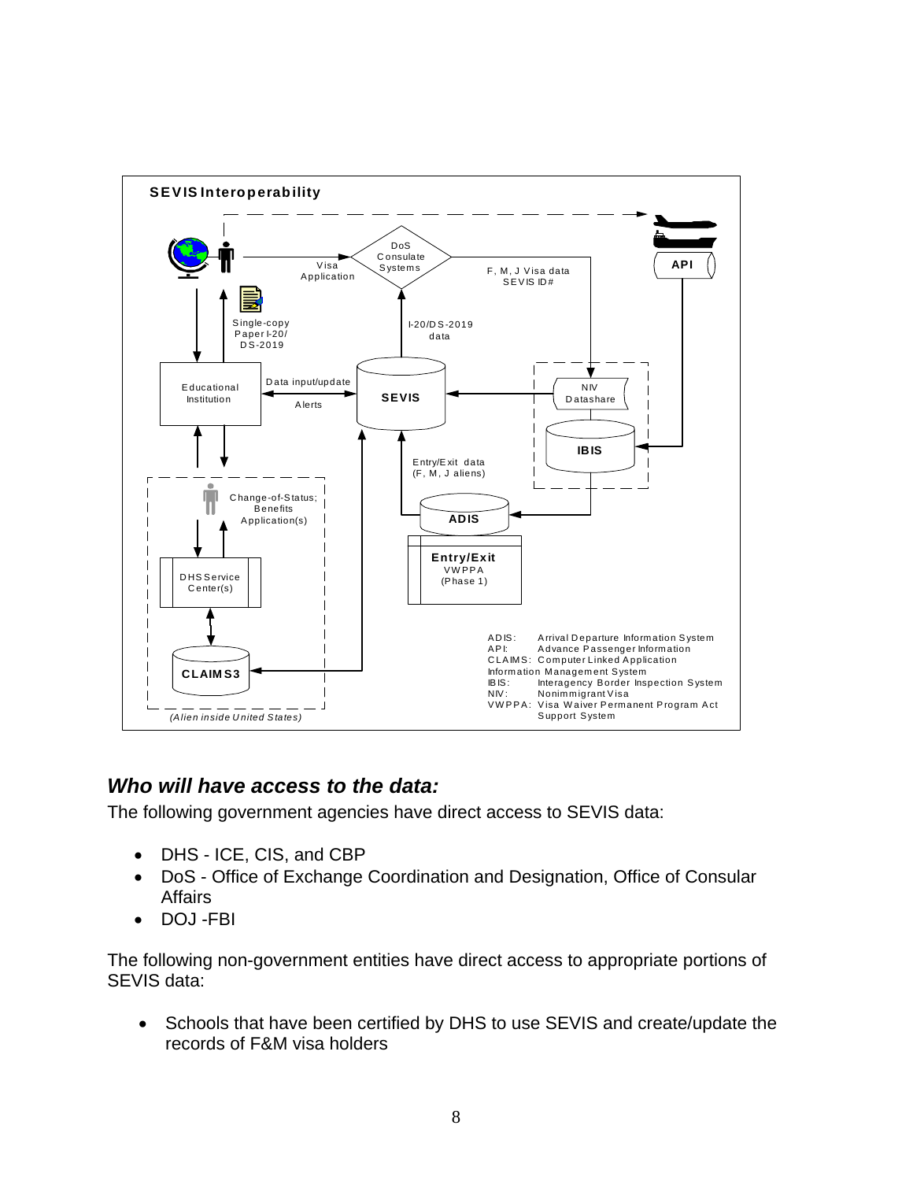**SEVIS Interoperability**

Visa Application

DoS Consulate Systems

F, M, J Visa data SEVIS ID#

API

Single-copy Paper I-20/ DS-2019

I-20/DS-2019 data

Educational Institution

Data input/update

Alerts

SEVIS

NIV Datashare

IBIS

Entry/Exit data (F, M, J aliens)

Change-of-Status; Benefits Application(s)

ADIS

Entry/Exit VWPPA (Phase 1)

DHS Service Center(s)

CLAIMS3

*(Alien inside United States)*

ADIS: Arrival Departure Information System
API: Advance Passenger Information
CLAIMS: Computer Linked Application Information Management System
IBIS: Interagency Border Inspection System
NIV: Nonimmigrant Visa
VWPPA: Visa Waiver Permanent Program Act Support System

## *Who will have access to the data:*

The following government agencies have direct access to SEVIS data:

- DHS - ICE, CIS, and CBP
- DoS - Office of Exchange Coordination and Designation, Office of Consular Affairs
- DOJ -FBI

The following non-government entities have direct access to appropriate portions of SEVIS data:

- Schools that have been certified by DHS to use SEVIS and create/update the records of F&M visa holders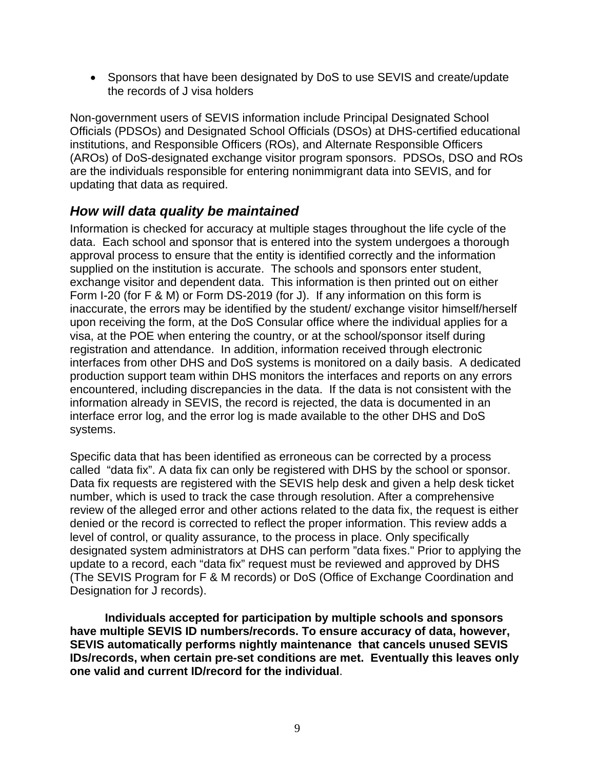- Sponsors that have been designated by DoS to use SEVIS and create/update the records of J visa holders

Non-government users of SEVIS information include Principal Designated School Officials (PDSOs) and Designated School Officials (DSOs) at DHS-certified educational institutions, and Responsible Officers (ROs), and Alternate Responsible Officers (AROs) of DoS-designated exchange visitor program sponsors. PDSOs, DSO and ROs are the individuals responsible for entering nonimmigrant data into SEVIS, and for updating that data as required.

## *How will data quality be maintained*

Information is checked for accuracy at multiple stages throughout the life cycle of the data. Each school and sponsor that is entered into the system undergoes a thorough approval process to ensure that the entity is identified correctly and the information supplied on the institution is accurate. The schools and sponsors enter student, exchange visitor and dependent data. This information is then printed out on either Form I-20 (for F & M) or Form DS-2019 (for J). If any information on this form is inaccurate, the errors may be identified by the student/ exchange visitor himself/herself upon receiving the form, at the DoS Consular office where the individual applies for a visa, at the POE when entering the country, or at the school/sponsor itself during registration and attendance. In addition, information received through electronic interfaces from other DHS and DoS systems is monitored on a daily basis. A dedicated production support team within DHS monitors the interfaces and reports on any errors encountered, including discrepancies in the data. If the data is not consistent with the information already in SEVIS, the record is rejected, the data is documented in an interface error log, and the error log is made available to the other DHS and DoS systems.

Specific data that has been identified as erroneous can be corrected by a process called "data fix". A data fix can only be registered with DHS by the school or sponsor. Data fix requests are registered with the SEVIS help desk and given a help desk ticket number, which is used to track the case through resolution. After a comprehensive review of the alleged error and other actions related to the data fix, the request is either denied or the record is corrected to reflect the proper information. This review adds a level of control, or quality assurance, to the process in place. Only specifically designated system administrators at DHS can perform "data fixes." Prior to applying the update to a record, each "data fix" request must be reviewed and approved by DHS (The SEVIS Program for F & M records) or DoS (Office of Exchange Coordination and Designation for J records).

**Individuals accepted for participation by multiple schools and sponsors have multiple SEVIS ID numbers/records. To ensure accuracy of data, however, SEVIS automatically performs nightly maintenance that cancels unused SEVIS IDs/records, when certain pre-set conditions are met. Eventually this leaves only one valid and current ID/record for the individual**.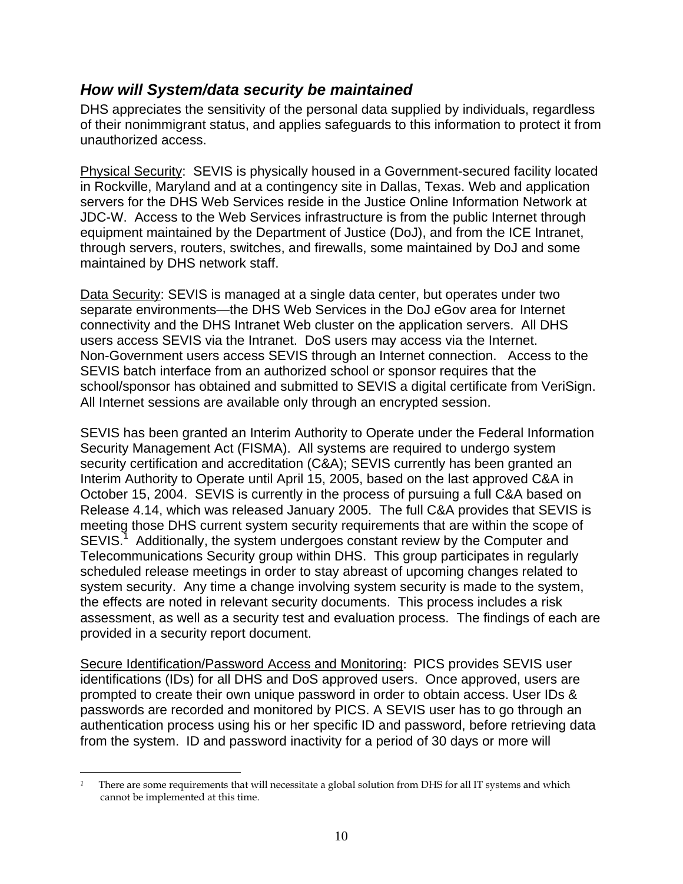### *How will System/data security be maintained*

DHS appreciates the sensitivity of the personal data supplied by individuals, regardless of their nonimmigrant status, and applies safeguards to this information to protect it from unauthorized access.

Physical Security: SEVIS is physically housed in a Government-secured facility located in Rockville, Maryland and at a contingency site in Dallas, Texas. Web and application servers for the DHS Web Services reside in the Justice Online Information Network at JDC-W. Access to the Web Services infrastructure is from the public Internet through equipment maintained by the Department of Justice (DoJ), and from the ICE Intranet, through servers, routers, switches, and firewalls, some maintained by DoJ and some maintained by DHS network staff.

Data Security: SEVIS is managed at a single data center, but operates under two separate environments—the DHS Web Services in the DoJ eGov area for Internet connectivity and the DHS Intranet Web cluster on the application servers. All DHS users access SEVIS via the Intranet. DoS users may access via the Internet. Non-Government users access SEVIS through an Internet connection. Access to the SEVIS batch interface from an authorized school or sponsor requires that the school/sponsor has obtained and submitted to SEVIS a digital certificate from VeriSign. All Internet sessions are available only through an encrypted session.

SEVIS has been granted an Interim Authority to Operate under the Federal Information Security Management Act (FISMA). All systems are required to undergo system security certification and accreditation (C&A); SEVIS currently has been granted an Interim Authority to Operate until April 15, 2005, based on the last approved C&A in October 15, 2004. SEVIS is currently in the process of pursuing a full C&A based on Release 4.14, which was released January 2005. The full C&A provides that SEVIS is meeting those DHS current system security requirements that are within the scope of SEVIS.[1] Additionally, the system undergoes constant review by the Computer and Telecommunications Security group within DHS. This group participates in regularly scheduled release meetings in order to stay abreast of upcoming changes related to system security. Any time a change involving system security is made to the system, the effects are noted in relevant security documents. This process includes a risk assessment, as well as a security test and evaluation process. The findings of each are provided in a security report document.

Secure Identification/Password Access and Monitoring: PICS provides SEVIS user identifications (IDs) for all DHS and DoS approved users. Once approved, users are prompted to create their own unique password in order to obtain access. User IDs & passwords are recorded and monitored by PICS. A SEVIS user has to go through an authentication process using his or her specific ID and password, before retrieving data from the system. ID and password inactivity for a period of 30 days or more will

---

[1] There are some requirements that will necessitate a global solution from DHS for all IT systems and which cannot be implemented at this time.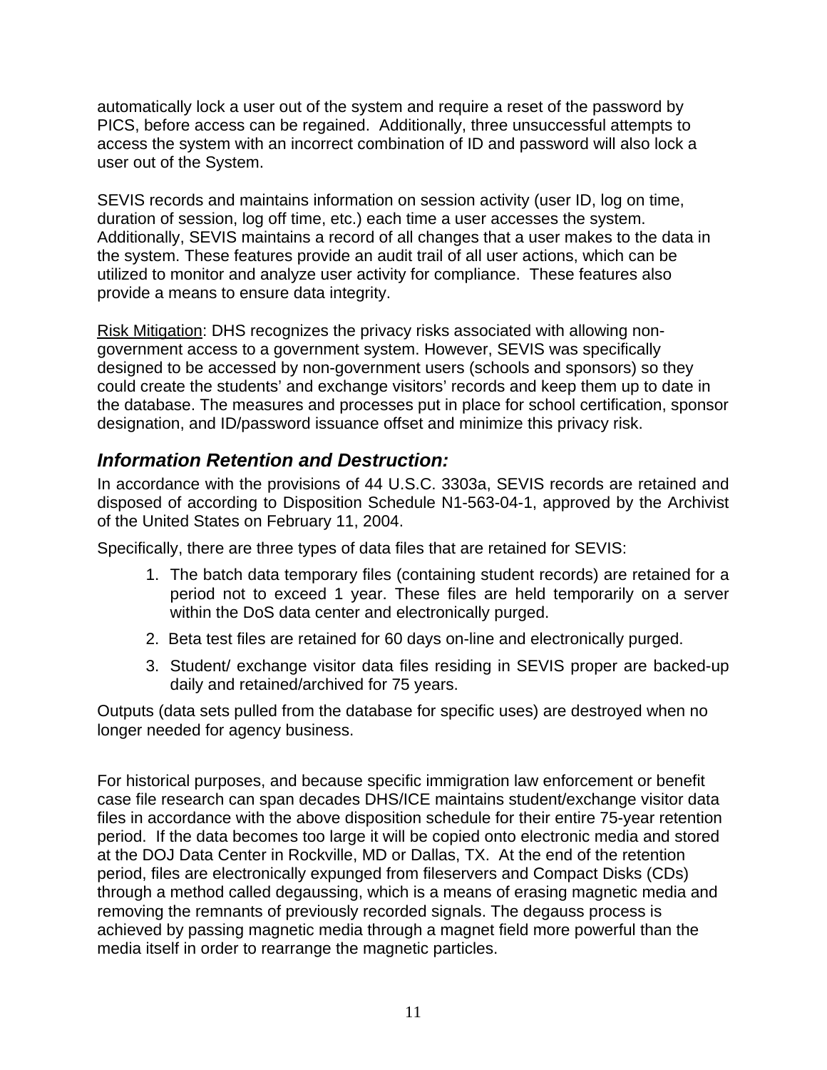automatically lock a user out of the system and require a reset of the password by PICS, before access can be regained. Additionally, three unsuccessful attempts to access the system with an incorrect combination of ID and password will also lock a user out of the System.

SEVIS records and maintains information on session activity (user ID, log on time, duration of session, log off time, etc.) each time a user accesses the system. Additionally, SEVIS maintains a record of all changes that a user makes to the data in the system. These features provide an audit trail of all user actions, which can be utilized to monitor and analyze user activity for compliance. These features also provide a means to ensure data integrity.

Risk Mitigation: DHS recognizes the privacy risks associated with allowing non-government access to a government system. However, SEVIS was specifically designed to be accessed by non-government users (schools and sponsors) so they could create the students' and exchange visitors' records and keep them up to date in the database. The measures and processes put in place for school certification, sponsor designation, and ID/password issuance offset and minimize this privacy risk.

### *Information Retention and Destruction:*

In accordance with the provisions of 44 U.S.C. 3303a, SEVIS records are retained and disposed of according to Disposition Schedule N1-563-04-1, approved by the Archivist of the United States on February 11, 2004.

Specifically, there are three types of data files that are retained for SEVIS:

1. The batch data temporary files (containing student records) are retained for a period not to exceed 1 year. These files are held temporarily on a server within the DoS data center and electronically purged.
2. Beta test files are retained for 60 days on-line and electronically purged.
3. Student/ exchange visitor data files residing in SEVIS proper are backed-up daily and retained/archived for 75 years.

Outputs (data sets pulled from the database for specific uses) are destroyed when no longer needed for agency business.

For historical purposes, and because specific immigration law enforcement or benefit case file research can span decades DHS/ICE maintains student/exchange visitor data files in accordance with the above disposition schedule for their entire 75-year retention period. If the data becomes too large it will be copied onto electronic media and stored at the DOJ Data Center in Rockville, MD or Dallas, TX. At the end of the retention period, files are electronically expunged from fileservers and Compact Disks (CDs) through a method called degaussing, which is a means of erasing magnetic media and removing the remnants of previously recorded signals. The degauss process is achieved by passing magnetic media through a magnet field more powerful than the media itself in order to rearrange the magnetic particles.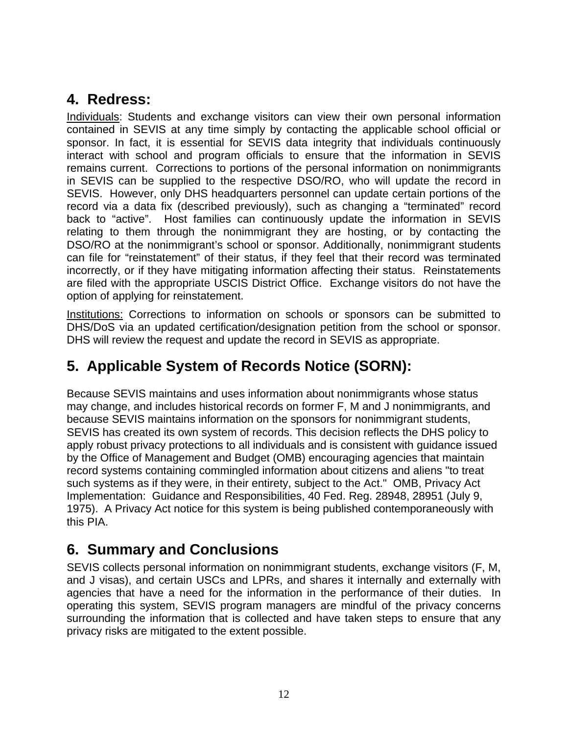## 4. Redress:

Individuals: Students and exchange visitors can view their own personal information contained in SEVIS at any time simply by contacting the applicable school official or sponsor. In fact, it is essential for SEVIS data integrity that individuals continuously interact with school and program officials to ensure that the information in SEVIS remains current. Corrections to portions of the personal information on nonimmigrants in SEVIS can be supplied to the respective DSO/RO, who will update the record in SEVIS. However, only DHS headquarters personnel can update certain portions of the record via a data fix (described previously), such as changing a "terminated" record back to "active". Host families can continuously update the information in SEVIS relating to them through the nonimmigrant they are hosting, or by contacting the DSO/RO at the nonimmigrant's school or sponsor. Additionally, nonimmigrant students can file for "reinstatement" of their status, if they feel that their record was terminated incorrectly, or if they have mitigating information affecting their status. Reinstatements are filed with the appropriate USCIS District Office. Exchange visitors do not have the option of applying for reinstatement.

Institutions: Corrections to information on schools or sponsors can be submitted to DHS/DoS via an updated certification/designation petition from the school or sponsor. DHS will review the request and update the record in SEVIS as appropriate.

## 5. Applicable System of Records Notice (SORN):

Because SEVIS maintains and uses information about nonimmigrants whose status may change, and includes historical records on former F, M and J nonimmigrants, and because SEVIS maintains information on the sponsors for nonimmigrant students, SEVIS has created its own system of records. This decision reflects the DHS policy to apply robust privacy protections to all individuals and is consistent with guidance issued by the Office of Management and Budget (OMB) encouraging agencies that maintain record systems containing commingled information about citizens and aliens "to treat such systems as if they were, in their entirety, subject to the Act." OMB, Privacy Act Implementation: Guidance and Responsibilities, 40 Fed. Reg. 28948, 28951 (July 9, 1975). A Privacy Act notice for this system is being published contemporaneously with this PIA.

## 6. Summary and Conclusions

SEVIS collects personal information on nonimmigrant students, exchange visitors (F, M, and J visas), and certain USCs and LPRs, and shares it internally and externally with agencies that have a need for the information in the performance of their duties. In operating this system, SEVIS program managers are mindful of the privacy concerns surrounding the information that is collected and have taken steps to ensure that any privacy risks are mitigated to the extent possible.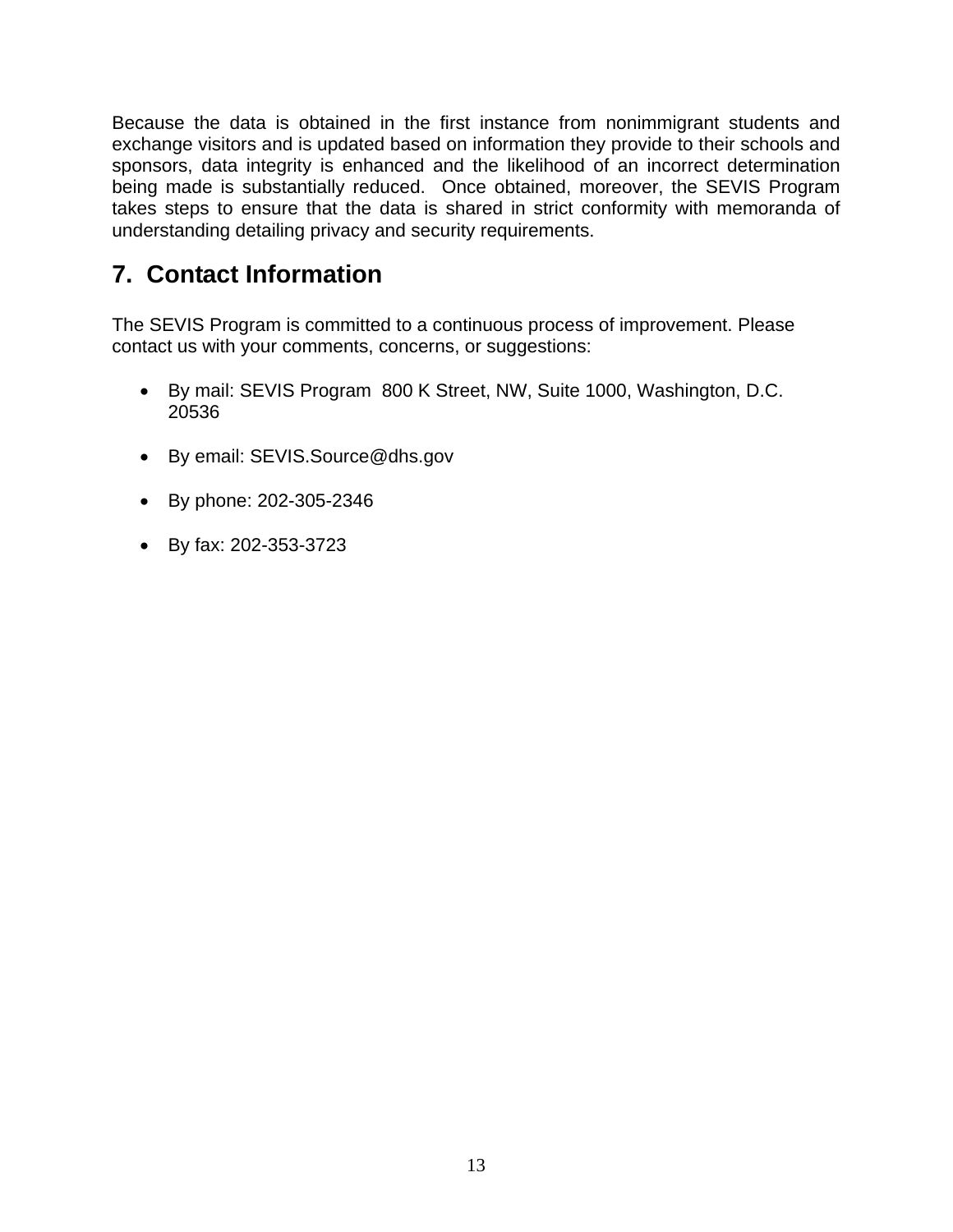Because the data is obtained in the first instance from nonimmigrant students and exchange visitors and is updated based on information they provide to their schools and sponsors, data integrity is enhanced and the likelihood of an incorrect determination being made is substantially reduced. Once obtained, moreover, the SEVIS Program takes steps to ensure that the data is shared in strict conformity with memoranda of understanding detailing privacy and security requirements.

## 7. Contact Information

The SEVIS Program is committed to a continuous process of improvement. Please contact us with your comments, concerns, or suggestions:

- By mail: SEVIS Program 800 K Street, NW, Suite 1000, Washington, D.C. 20536
- By email: SEVIS.Source@dhs.gov
- By phone: 202-305-2346
- By fax: 202-353-3723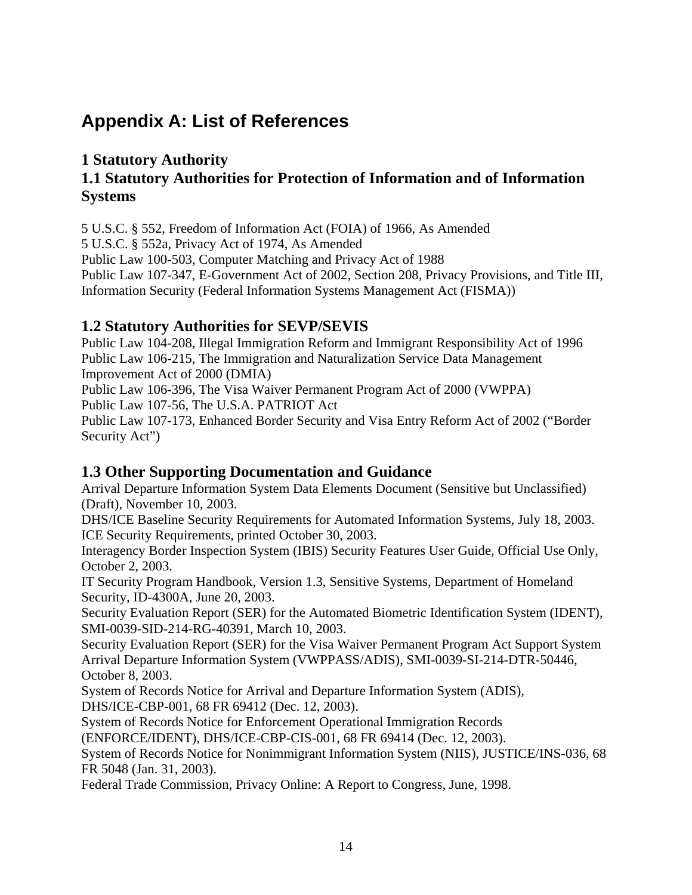# Appendix A: List of References

## 1 Statutory Authority

### 1.1 Statutory Authorities for Protection of Information and of Information Systems

5 U.S.C. § 552, Freedom of Information Act (FOIA) of 1966, As Amended
5 U.S.C. § 552a, Privacy Act of 1974, As Amended
Public Law 100-503, Computer Matching and Privacy Act of 1988
Public Law 107-347, E-Government Act of 2002, Section 208, Privacy Provisions, and Title III, Information Security (Federal Information Systems Management Act (FISMA))

### 1.2 Statutory Authorities for SEVP/SEVIS

Public Law 104-208, Illegal Immigration Reform and Immigrant Responsibility Act of 1996
Public Law 106-215, The Immigration and Naturalization Service Data Management Improvement Act of 2000 (DMIA)
Public Law 106-396, The Visa Waiver Permanent Program Act of 2000 (VWPPA)
Public Law 107-56, The U.S.A. PATRIOT Act
Public Law 107-173, Enhanced Border Security and Visa Entry Reform Act of 2002 ("Border Security Act")

### 1.3 Other Supporting Documentation and Guidance

Arrival Departure Information System Data Elements Document (Sensitive but Unclassified) (Draft), November 10, 2003.
DHS/ICE Baseline Security Requirements for Automated Information Systems, July 18, 2003.
ICE Security Requirements, printed October 30, 2003.
Interagency Border Inspection System (IBIS) Security Features User Guide, Official Use Only, October 2, 2003.
IT Security Program Handbook, Version 1.3, Sensitive Systems, Department of Homeland Security, ID-4300A, June 20, 2003.
Security Evaluation Report (SER) for the Automated Biometric Identification System (IDENT), SMI-0039-SID-214-RG-40391, March 10, 2003.
Security Evaluation Report (SER) for the Visa Waiver Permanent Program Act Support System Arrival Departure Information System (VWPPASS/ADIS), SMI-0039-SI-214-DTR-50446, October 8, 2003.
System of Records Notice for Arrival and Departure Information System (ADIS), DHS/ICE-CBP-001, 68 FR 69412 (Dec. 12, 2003).
System of Records Notice for Enforcement Operational Immigration Records (ENFORCE/IDENT), DHS/ICE-CBP-CIS-001, 68 FR 69414 (Dec. 12, 2003).
System of Records Notice for Nonimmigrant Information System (NIIS), JUSTICE/INS-036, 68 FR 5048 (Jan. 31, 2003).
Federal Trade Commission, Privacy Online: A Report to Congress, June, 1998.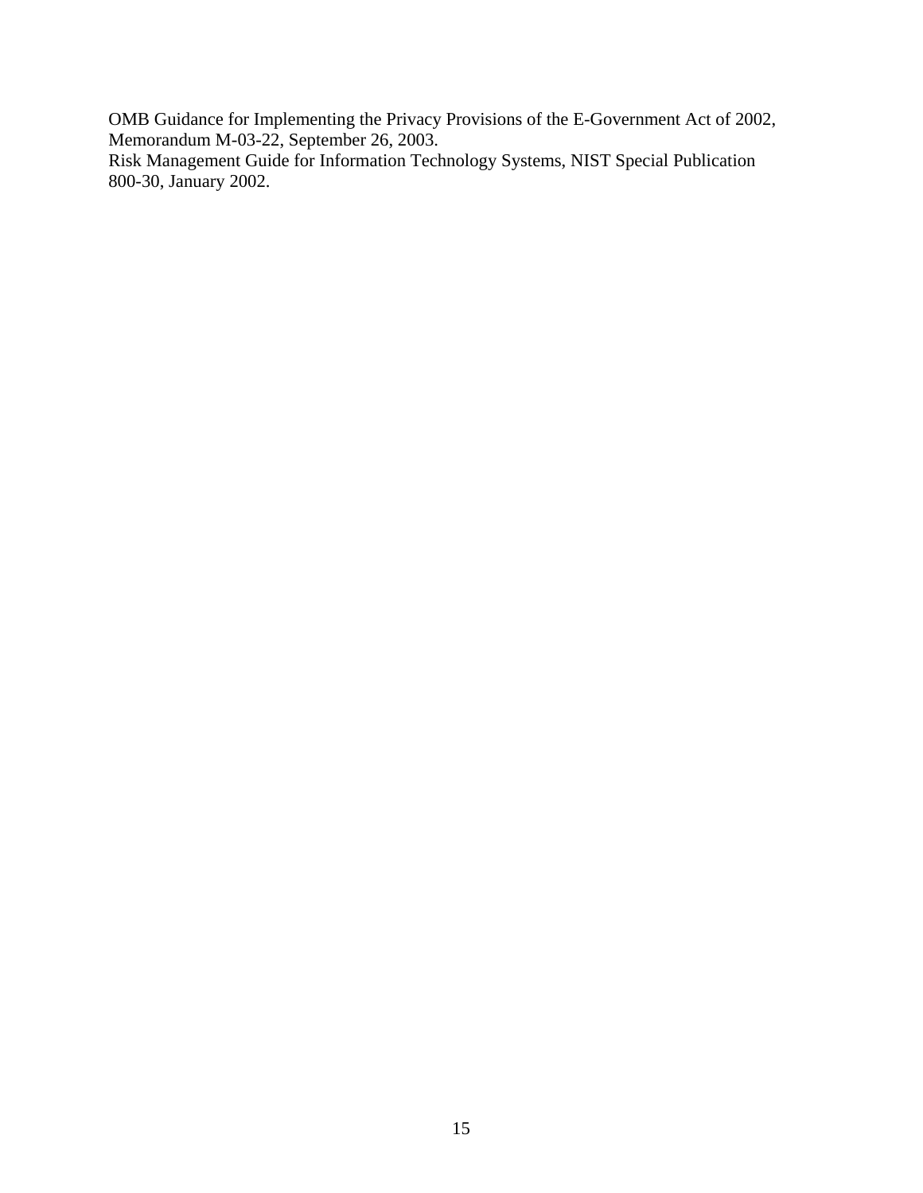OMB Guidance for Implementing the Privacy Provisions of the E-Government Act of 2002, Memorandum M-03-22, September 26, 2003.

Risk Management Guide for Information Technology Systems, NIST Special Publication 800-30, January 2002.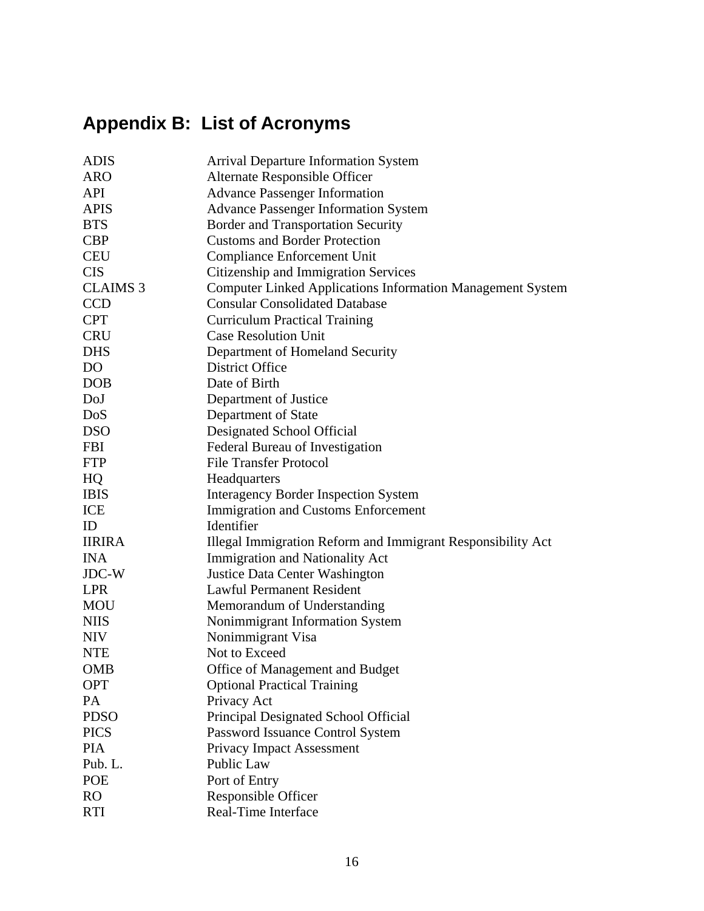## Appendix B: List of Acronyms

| | |
|---|---|
| ADIS | Arrival Departure Information System |
| ARO | Alternate Responsible Officer |
| API | Advance Passenger Information |
| APIS | Advance Passenger Information System |
| BTS | Border and Transportation Security |
| CBP | Customs and Border Protection |
| CEU | Compliance Enforcement Unit |
| CIS | Citizenship and Immigration Services |
| CLAIMS 3 | Computer Linked Applications Information Management System |
| CCD | Consular Consolidated Database |
| CPT | Curriculum Practical Training |
| CRU | Case Resolution Unit |
| DHS | Department of Homeland Security |
| DO | District Office |
| DOB | Date of Birth |
| DoJ | Department of Justice |
| DoS | Department of State |
| DSO | Designated School Official |
| FBI | Federal Bureau of Investigation |
| FTP | File Transfer Protocol |
| HQ | Headquarters |
| IBIS | Interagency Border Inspection System |
| ICE | Immigration and Customs Enforcement |
| ID | Identifier |
| IIRIRA | Illegal Immigration Reform and Immigrant Responsibility Act |
| INA | Immigration and Nationality Act |
| JDC-W | Justice Data Center Washington |
| LPR | Lawful Permanent Resident |
| MOU | Memorandum of Understanding |
| NIIS | Nonimmigrant Information System |
| NIV | Nonimmigrant Visa |
| NTE | Not to Exceed |
| OMB | Office of Management and Budget |
| OPT | Optional Practical Training |
| PA | Privacy Act |
| PDSO | Principal Designated School Official |
| PICS | Password Issuance Control System |
| PIA | Privacy Impact Assessment |
| Pub. L. | Public Law |
| POE | Port of Entry |
| RO | Responsible Officer |
| RTI | Real-Time Interface |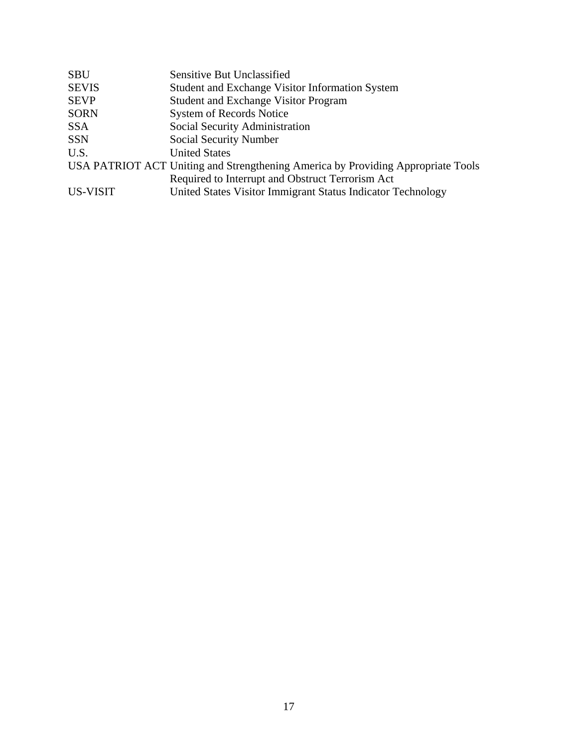| | |
|---|---|
| SBU | Sensitive But Unclassified |
| SEVIS | Student and Exchange Visitor Information System |
| SEVP | Student and Exchange Visitor Program |
| SORN | System of Records Notice |
| SSA | Social Security Administration |
| SSN | Social Security Number |
| U.S. | United States |
| USA PATRIOT ACT | Uniting and Strengthening America by Providing Appropriate Tools Required to Interrupt and Obstruct Terrorism Act |
| US-VISIT | United States Visitor Immigrant Status Indicator Technology |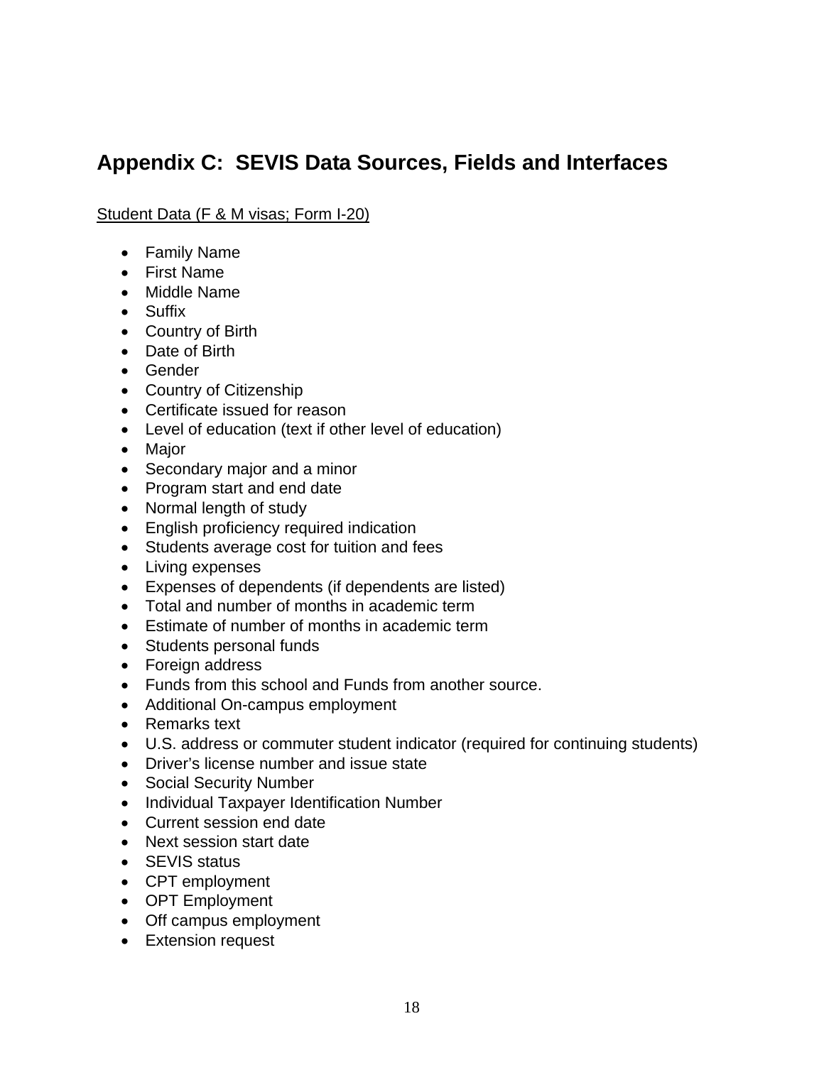# Appendix C: SEVIS Data Sources, Fields and Interfaces

Student Data (F & M visas; Form I-20)

- Family Name
- First Name
- Middle Name
- Suffix
- Country of Birth
- Date of Birth
- Gender
- Country of Citizenship
- Certificate issued for reason
- Level of education (text if other level of education)
- Major
- Secondary major and a minor
- Program start and end date
- Normal length of study
- English proficiency required indication
- Students average cost for tuition and fees
- Living expenses
- Expenses of dependents (if dependents are listed)
- Total and number of months in academic term
- Estimate of number of months in academic term
- Students personal funds
- Foreign address
- Funds from this school and Funds from another source.
- Additional On-campus employment
- Remarks text
- U.S. address or commuter student indicator (required for continuing students)
- Driver's license number and issue state
- Social Security Number
- Individual Taxpayer Identification Number
- Current session end date
- Next session start date
- SEVIS status
- CPT employment
- OPT Employment
- Off campus employment
- Extension request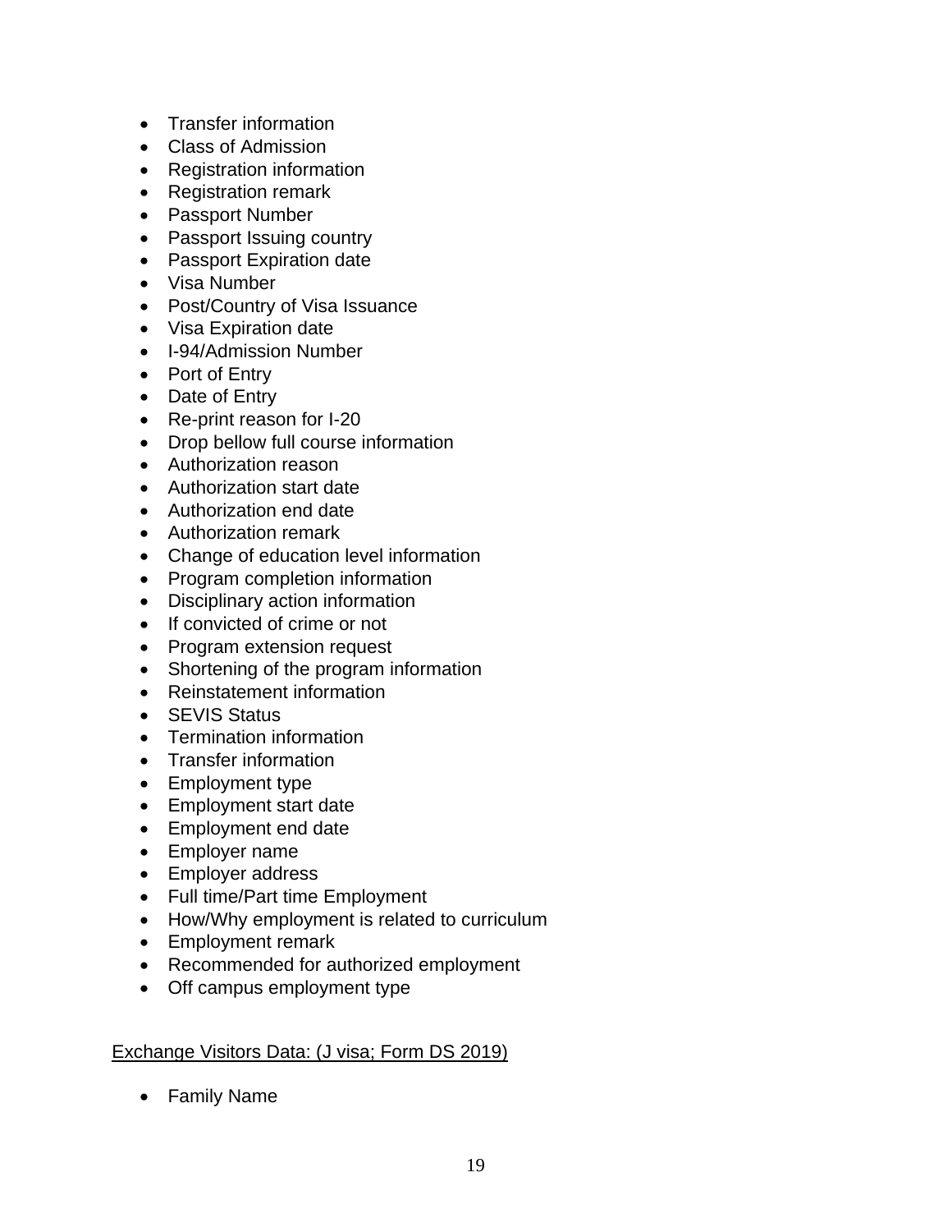- Transfer information
- Class of Admission
- Registration information
- Registration remark
- Passport Number
- Passport Issuing country
- Passport Expiration date
- Visa Number
- Post/Country of Visa Issuance
- Visa Expiration date
- I-94/Admission Number
- Port of Entry
- Date of Entry
- Re-print reason for I-20
- Drop bellow full course information
- Authorization reason
- Authorization start date
- Authorization end date
- Authorization remark
- Change of education level information
- Program completion information
- Disciplinary action information
- If convicted of crime or not
- Program extension request
- Shortening of the program information
- Reinstatement information
- SEVIS Status
- Termination information
- Transfer information
- Employment type
- Employment start date
- Employment end date
- Employer name
- Employer address
- Full time/Part time Employment
- How/Why employment is related to curriculum
- Employment remark
- Recommended for authorized employment
- Off campus employment type

<u>Exchange Visitors Data: (J visa; Form DS 2019)</u>

- Family Name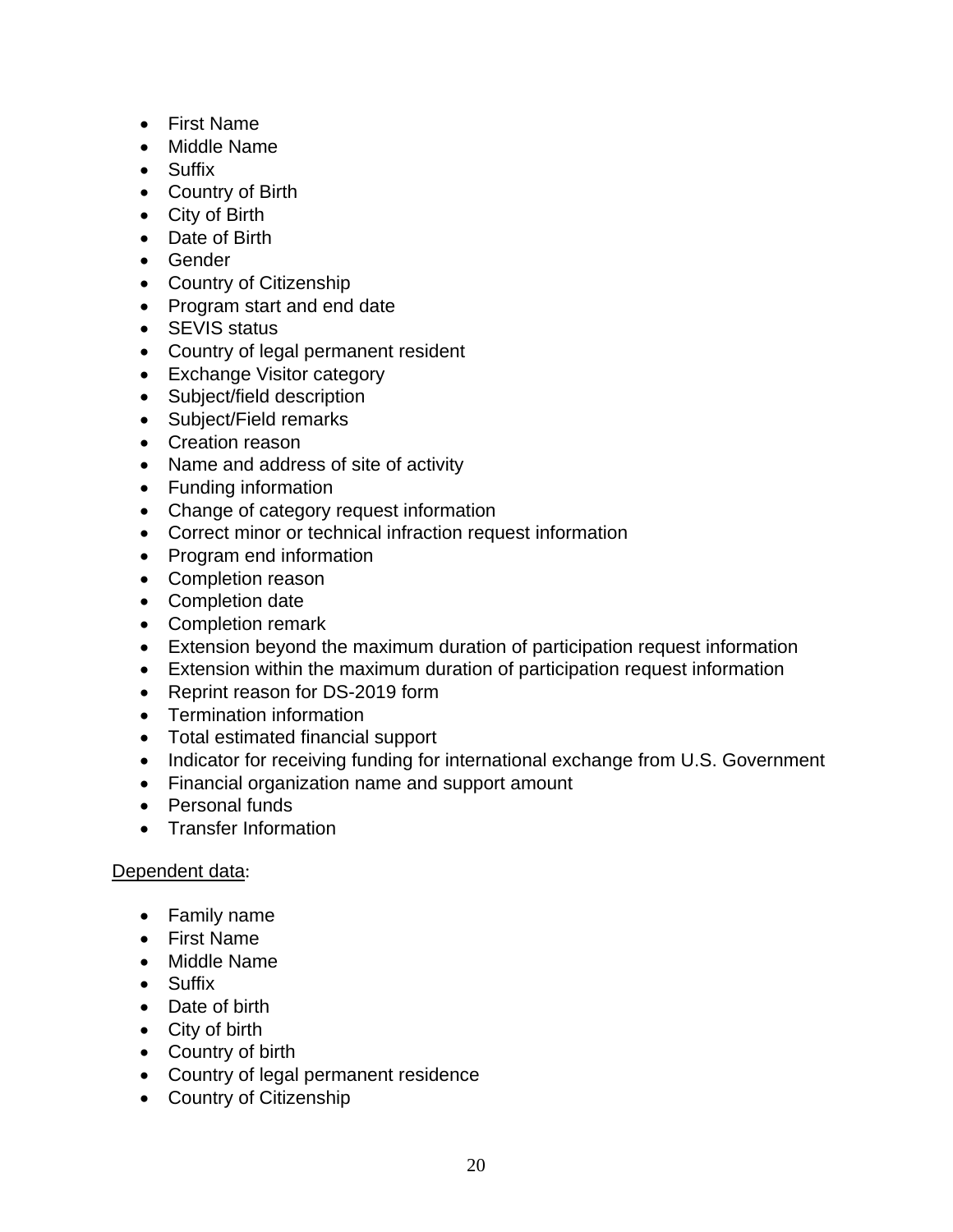- First Name
- Middle Name
- Suffix
- Country of Birth
- City of Birth
- Date of Birth
- Gender
- Country of Citizenship
- Program start and end date
- SEVIS status
- Country of legal permanent resident
- Exchange Visitor category
- Subject/field description
- Subject/Field remarks
- Creation reason
- Name and address of site of activity
- Funding information
- Change of category request information
- Correct minor or technical infraction request information
- Program end information
- Completion reason
- Completion date
- Completion remark
- Extension beyond the maximum duration of participation request information
- Extension within the maximum duration of participation request information
- Reprint reason for DS-2019 form
- Termination information
- Total estimated financial support
- Indicator for receiving funding for international exchange from U.S. Government
- Financial organization name and support amount
- Personal funds
- Transfer Information

<u>Dependent data</u>:

- Family name
- First Name
- Middle Name
- Suffix
- Date of birth
- City of birth
- Country of birth
- Country of legal permanent residence
- Country of Citizenship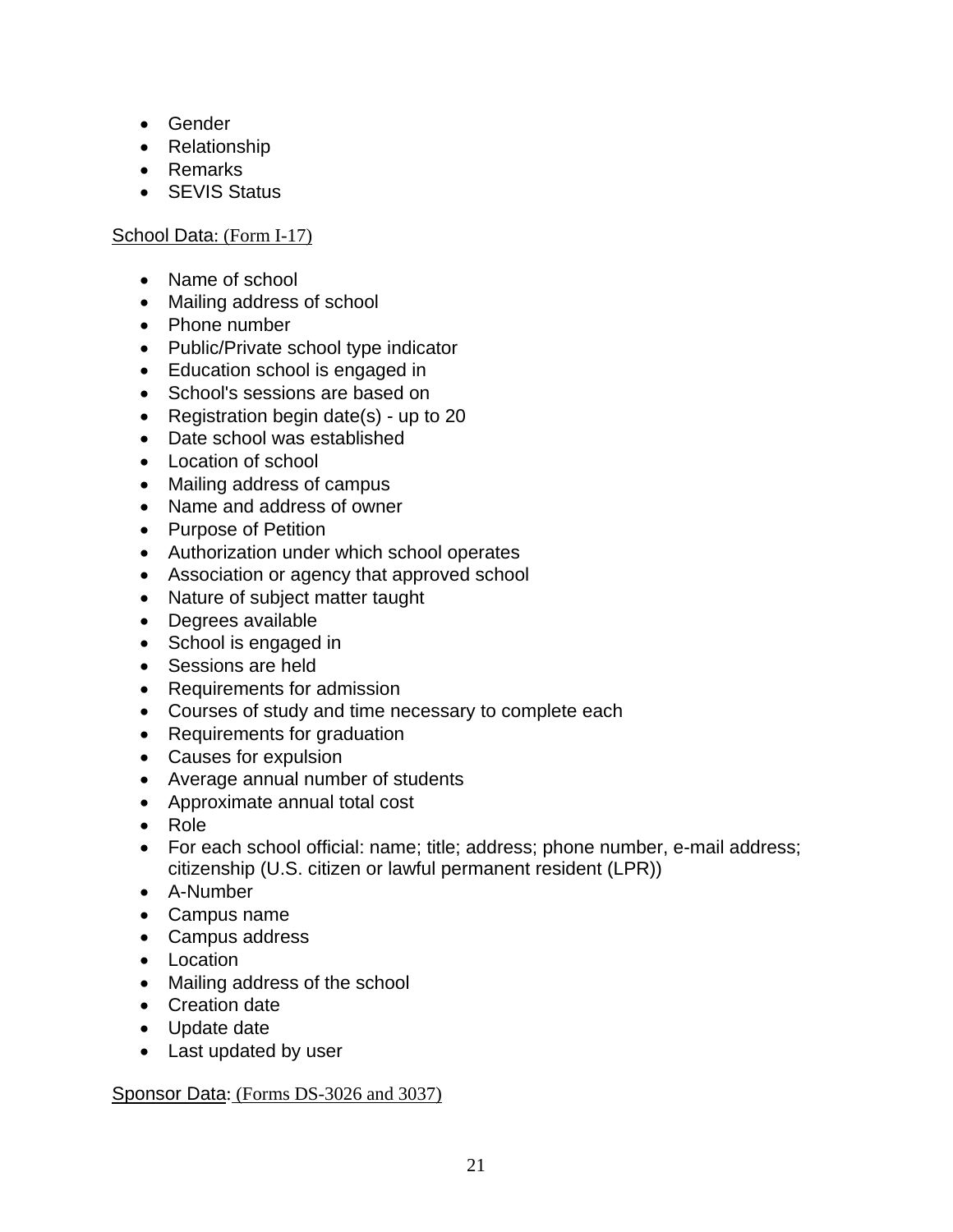- Gender
- Relationship
- Remarks
- SEVIS Status

School Data: (Form I-17)

- Name of school
- Mailing address of school
- Phone number
- Public/Private school type indicator
- Education school is engaged in
- School's sessions are based on
- Registration begin date(s) - up to 20
- Date school was established
- Location of school
- Mailing address of campus
- Name and address of owner
- Purpose of Petition
- Authorization under which school operates
- Association or agency that approved school
- Nature of subject matter taught
- Degrees available
- School is engaged in
- Sessions are held
- Requirements for admission
- Courses of study and time necessary to complete each
- Requirements for graduation
- Causes for expulsion
- Average annual number of students
- Approximate annual total cost
- Role
- For each school official: name; title; address; phone number, e-mail address; citizenship (U.S. citizen or lawful permanent resident (LPR))
- A-Number
- Campus name
- Campus address
- Location
- Mailing address of the school
- Creation date
- Update date
- Last updated by user

Sponsor Data: (Forms DS-3026 and 3037)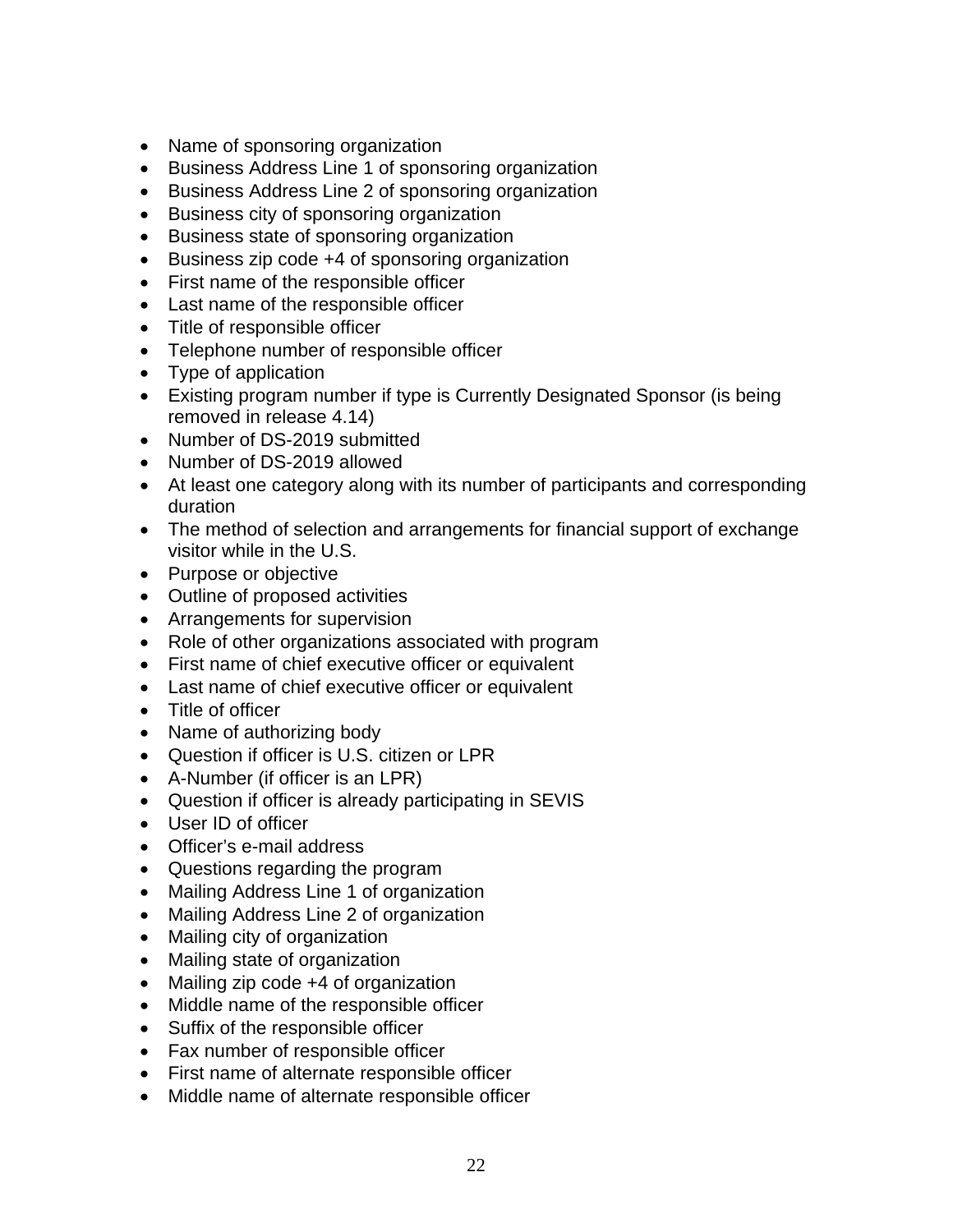- Name of sponsoring organization
- Business Address Line 1 of sponsoring organization
- Business Address Line 2 of sponsoring organization
- Business city of sponsoring organization
- Business state of sponsoring organization
- Business zip code +4 of sponsoring organization
- First name of the responsible officer
- Last name of the responsible officer
- Title of responsible officer
- Telephone number of responsible officer
- Type of application
- Existing program number if type is Currently Designated Sponsor (is being removed in release 4.14)
- Number of DS-2019 submitted
- Number of DS-2019 allowed
- At least one category along with its number of participants and corresponding duration
- The method of selection and arrangements for financial support of exchange visitor while in the U.S.
- Purpose or objective
- Outline of proposed activities
- Arrangements for supervision
- Role of other organizations associated with program
- First name of chief executive officer or equivalent
- Last name of chief executive officer or equivalent
- Title of officer
- Name of authorizing body
- Question if officer is U.S. citizen or LPR
- A-Number (if officer is an LPR)
- Question if officer is already participating in SEVIS
- User ID of officer
- Officer’s e-mail address
- Questions regarding the program
- Mailing Address Line 1 of organization
- Mailing Address Line 2 of organization
- Mailing city of organization
- Mailing state of organization
- Mailing zip code +4 of organization
- Middle name of the responsible officer
- Suffix of the responsible officer
- Fax number of responsible officer
- First name of alternate responsible officer
- Middle name of alternate responsible officer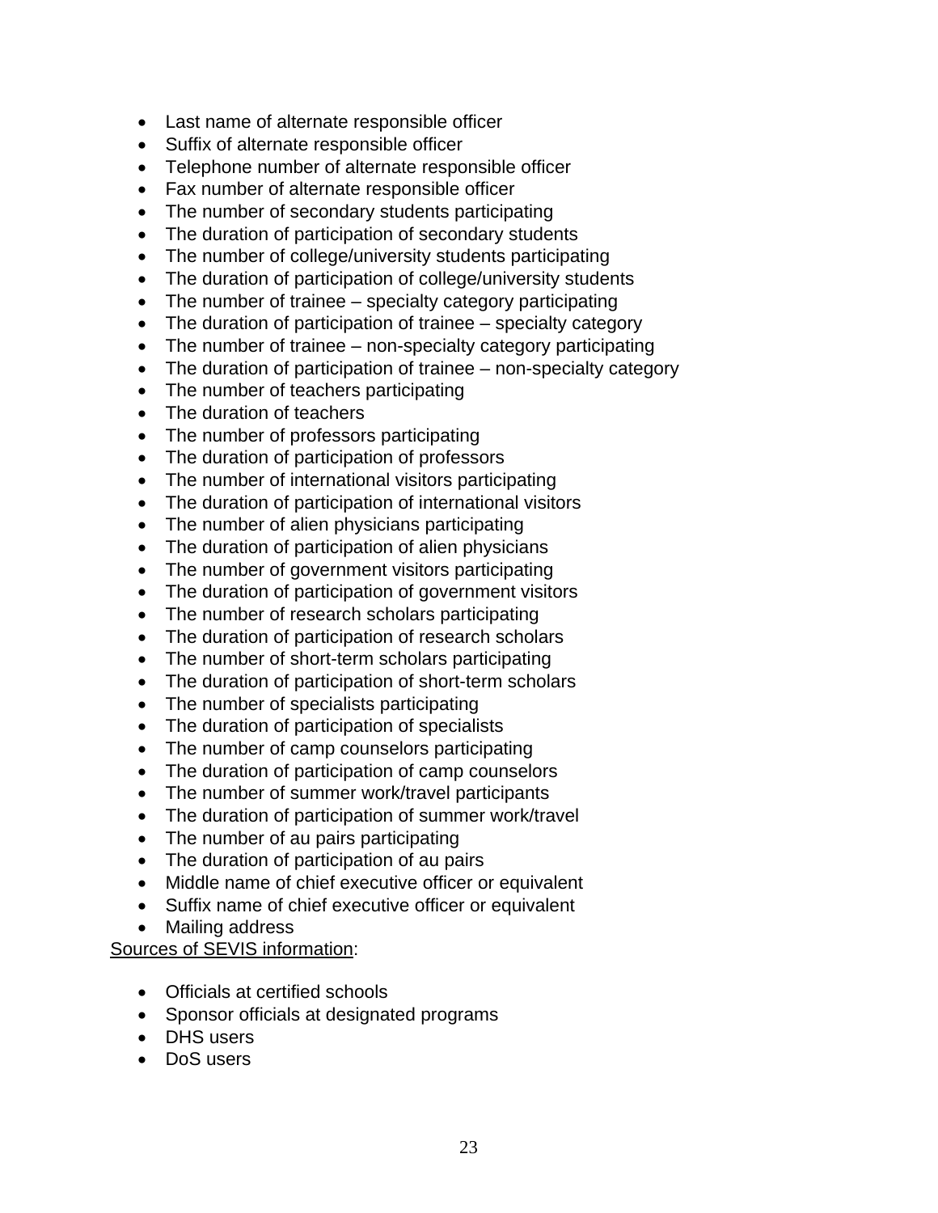- Last name of alternate responsible officer
- Suffix of alternate responsible officer
- Telephone number of alternate responsible officer
- Fax number of alternate responsible officer
- The number of secondary students participating
- The duration of participation of secondary students
- The number of college/university students participating
- The duration of participation of college/university students
- The number of trainee – specialty category participating
- The duration of participation of trainee – specialty category
- The number of trainee – non-specialty category participating
- The duration of participation of trainee – non-specialty category
- The number of teachers participating
- The duration of teachers
- The number of professors participating
- The duration of participation of professors
- The number of international visitors participating
- The duration of participation of international visitors
- The number of alien physicians participating
- The duration of participation of alien physicians
- The number of government visitors participating
- The duration of participation of government visitors
- The number of research scholars participating
- The duration of participation of research scholars
- The number of short-term scholars participating
- The duration of participation of short-term scholars
- The number of specialists participating
- The duration of participation of specialists
- The number of camp counselors participating
- The duration of participation of camp counselors
- The number of summer work/travel participants
- The duration of participation of summer work/travel
- The number of au pairs participating
- The duration of participation of au pairs
- Middle name of chief executive officer or equivalent
- Suffix name of chief executive officer or equivalent
- Mailing address

Sources of SEVIS information:

- Officials at certified schools
- Sponsor officials at designated programs
- DHS users
- DoS users